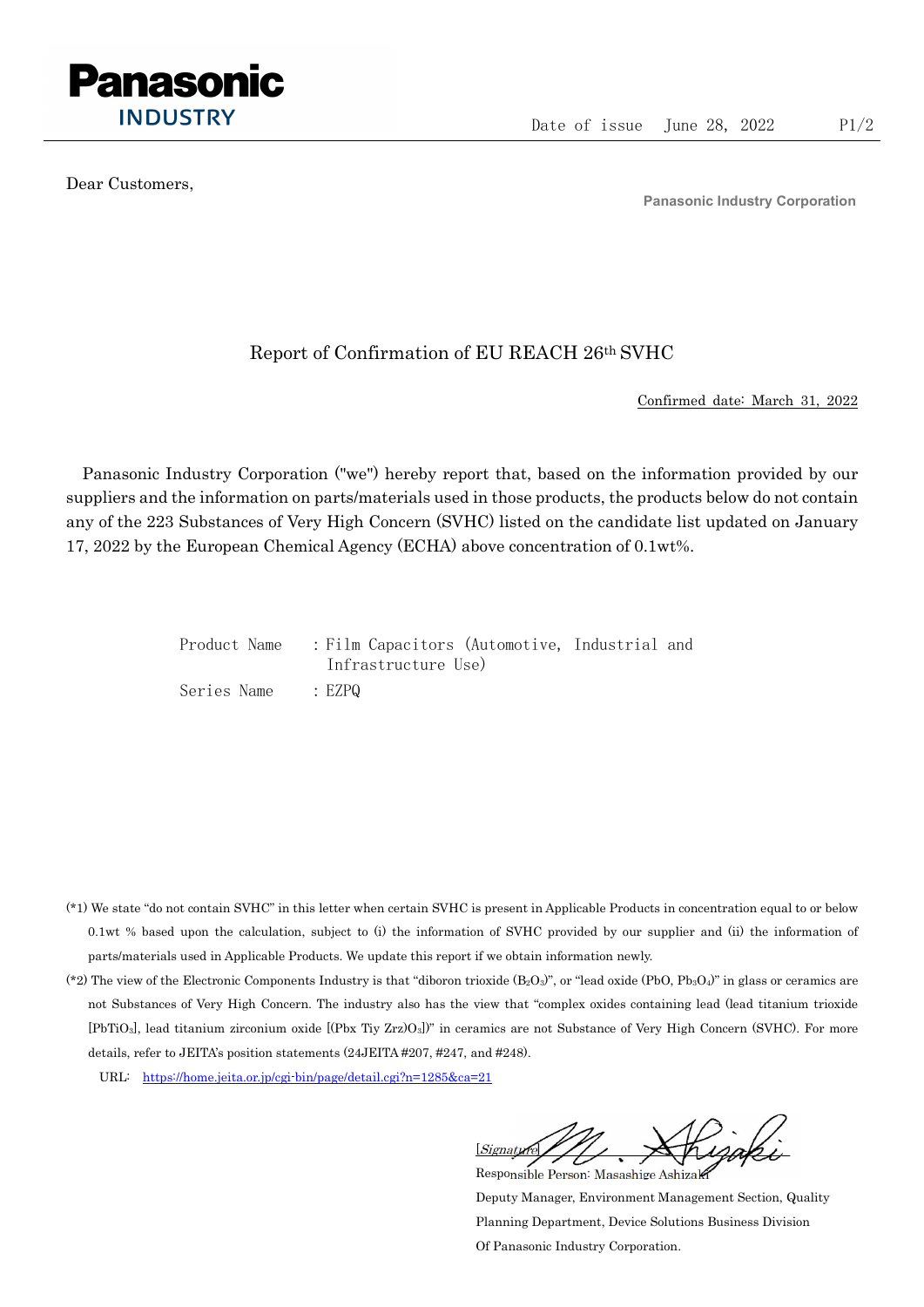**Panasonic**
**INDUSTRY**

Date of issue June 28, 2022

Dear Customers,

**Panasonic Industry Corporation**

# Report of Confirmation of EU REACH 26th SVHC

Confirmed date: March 31, 2022

Panasonic Industry Corporation ("we") hereby report that, based on the information provided by our suppliers and the information on parts/materials used in those products, the products below do not contain any of the 223 Substances of Very High Concern (SVHC) listed on the candidate list updated on January 17, 2022 by the European Chemical Agency (ECHA) above concentration of 0.1wt%.

Product Name : Film Capacitors (Automotive, Industrial and Infrastructure Use)

Series Name : EZPQ

(*1) We state "do not contain SVHC" in this letter when certain SVHC is present in Applicable Products in concentration equal to or below 0.1wt % based upon the calculation, subject to (i) the information of SVHC provided by our supplier and (ii) the information of parts/materials used in Applicable Products. We update this report if we obtain information newly.

(*2) The view of the Electronic Components Industry is that "diboron trioxide ($B_2O_3$)", or "lead oxide ($PbO$, $Pb_3O_4$)" in glass or ceramics are not Substances of Very High Concern. The industry also has the view that "complex oxides containing lead (lead titanium trioxide [$PbTiO_3$], lead titanium zirconium oxide [$(Pbx\ Tiy\ Zrz)O_3$])" in ceramics are not Substance of Very High Concern (SVHC). For more details, refer to JEITA's position statements (24JEITA #207, #247, and #248).

URL: https://home.jeita.or.jp/cgi-bin/page/detail.cgi?n=1285&ca=21

[Signature]

Responsible Person: Masashige Ashizaki

Deputy Manager, Environment Management Section, Quality Planning Department, Device Solutions Business Division Of Panasonic Industry Corporation.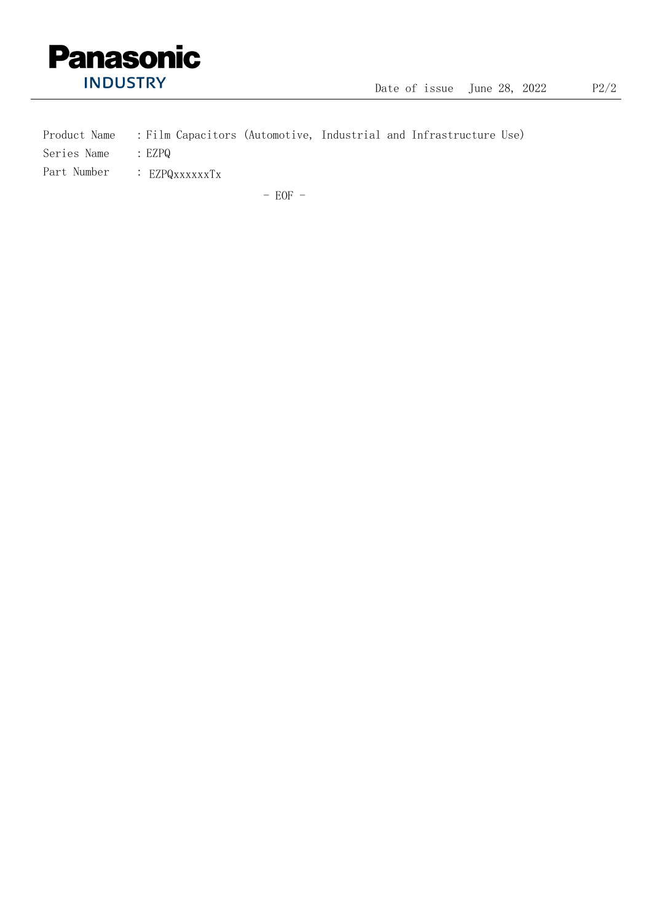Product Name : Film Capacitors (Automotive, Industrial and Infrastructure Use)

Series Name : EZPQ

Part Number : EZPQxxxxxxTx

- EOF -